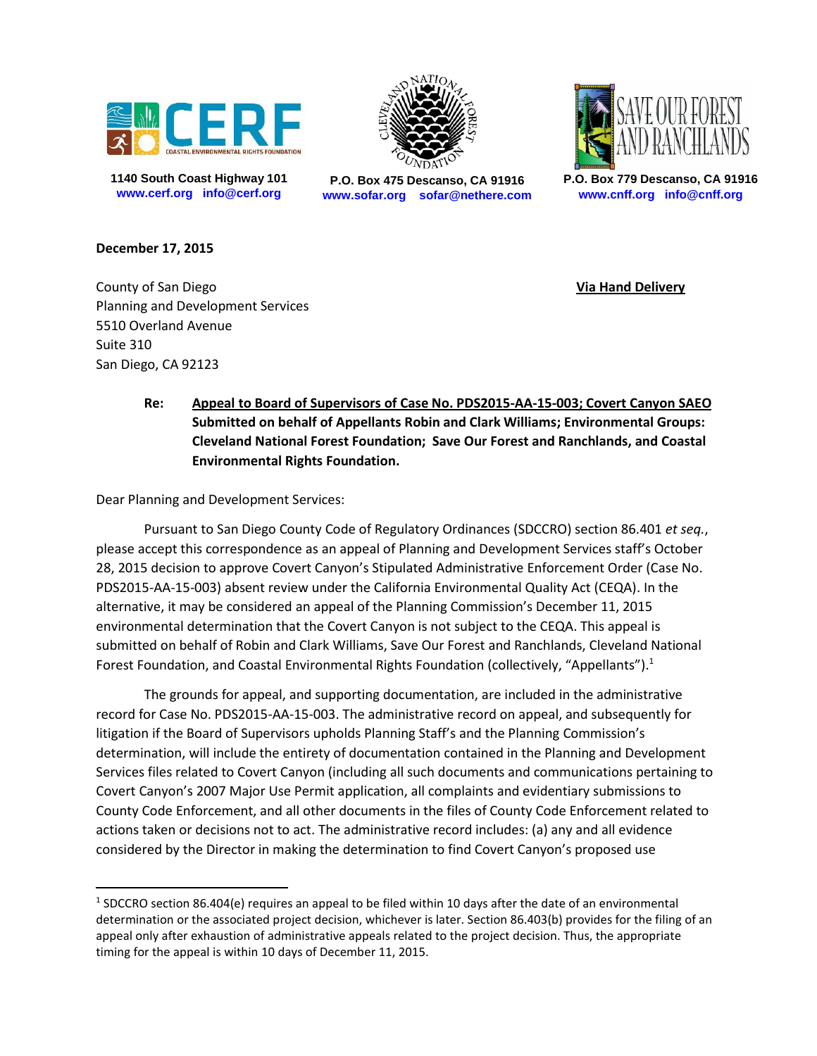**CERF** — COASTAL ENVIRONMENTAL RIGHTS FOUNDATION
1140 South Coast Highway 101
www.cerf.org info@cerf.org

CLEVELAND NATIONAL FOREST FOUNDATION
P.O. Box 475 Descanso, CA 91916
www.sofar.org sofar@nethere.com

SAVE OUR FOREST AND RANCHLANDS
P.O. Box 779 Descanso, CA 91916
www.cnff.org info@cnff.org

**December 17, 2015**

County of San Diego
Planning and Development Services
5510 Overland Avenue
Suite 310
San Diego, CA 92123

**Via Hand Delivery**

**Re: Appeal to Board of Supervisors of Case No. PDS2015-AA-15-003; Covert Canyon SAEO Submitted on behalf of Appellants Robin and Clark Williams; Environmental Groups: Cleveland National Forest Foundation; Save Our Forest and Ranchlands, and Coastal Environmental Rights Foundation.**

Dear Planning and Development Services:

Pursuant to San Diego County Code of Regulatory Ordinances (SDCCRO) section 86.401 *et seq.*, please accept this correspondence as an appeal of Planning and Development Services staff's October 28, 2015 decision to approve Covert Canyon's Stipulated Administrative Enforcement Order (Case No. PDS2015-AA-15-003) absent review under the California Environmental Quality Act (CEQA). In the alternative, it may be considered an appeal of the Planning Commission's December 11, 2015 environmental determination that the Covert Canyon is not subject to the CEQA. This appeal is submitted on behalf of Robin and Clark Williams, Save Our Forest and Ranchlands, Cleveland National Forest Foundation, and Coastal Environmental Rights Foundation (collectively, "Appellants").[1]

The grounds for appeal, and supporting documentation, are included in the administrative record for Case No. PDS2015-AA-15-003. The administrative record on appeal, and subsequently for litigation if the Board of Supervisors upholds Planning Staff's and the Planning Commission's determination, will include the entirety of documentation contained in the Planning and Development Services files related to Covert Canyon (including all such documents and communications pertaining to Covert Canyon's 2007 Major Use Permit application, all complaints and evidentiary submissions to County Code Enforcement, and all other documents in the files of County Code Enforcement related to actions taken or decisions not to act. The administrative record includes: (a) any and all evidence considered by the Director in making the determination to find Covert Canyon's proposed use

---

[1] SDCCRO section 86.404(e) requires an appeal to be filed within 10 days after the date of an environmental determination or the associated project decision, whichever is later. Section 86.403(b) provides for the filing of an appeal only after exhaustion of administrative appeals related to the project decision. Thus, the appropriate timing for the appeal is within 10 days of December 11, 2015.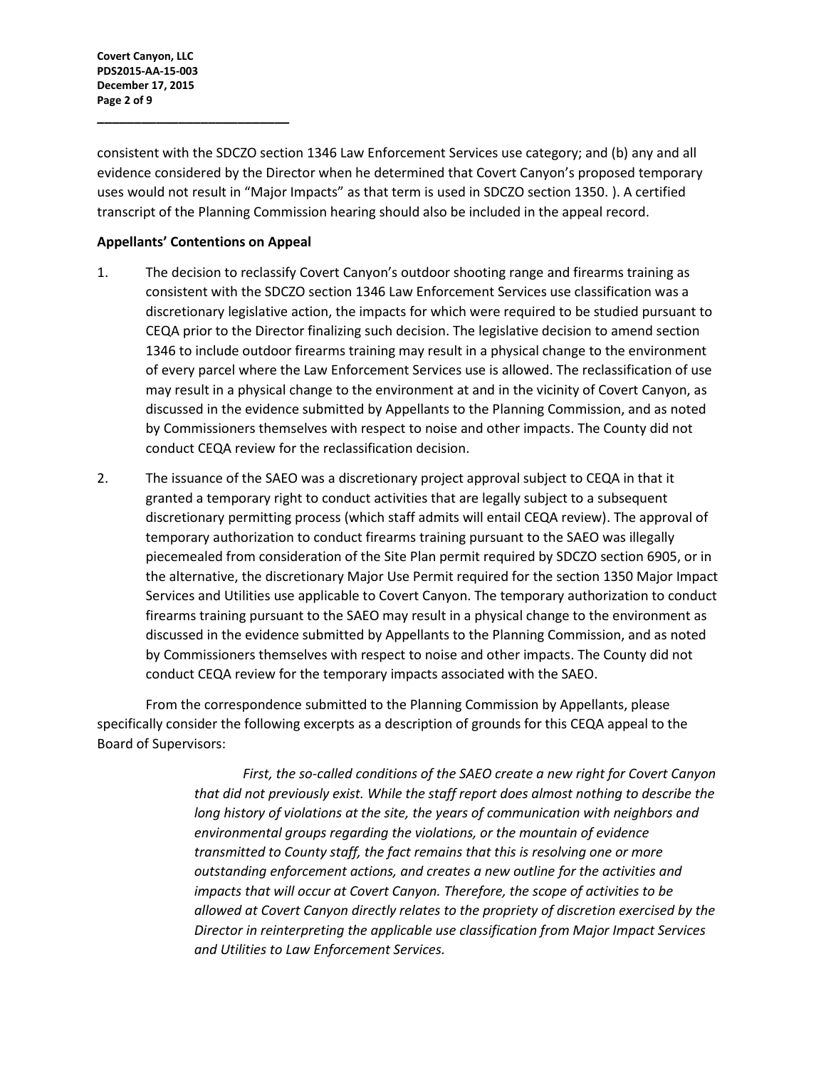consistent with the SDCZO section 1346 Law Enforcement Services use category; and (b) any and all evidence considered by the Director when he determined that Covert Canyon's proposed temporary uses would not result in "Major Impacts" as that term is used in SDCZO section 1350. ). A certified transcript of the Planning Commission hearing should also be included in the appeal record.

**Appellants' Contentions on Appeal**

1. The decision to reclassify Covert Canyon's outdoor shooting range and firearms training as consistent with the SDCZO section 1346 Law Enforcement Services use classification was a discretionary legislative action, the impacts for which were required to be studied pursuant to CEQA prior to the Director finalizing such decision. The legislative decision to amend section 1346 to include outdoor firearms training may result in a physical change to the environment of every parcel where the Law Enforcement Services use is allowed. The reclassification of use may result in a physical change to the environment at and in the vicinity of Covert Canyon, as discussed in the evidence submitted by Appellants to the Planning Commission, and as noted by Commissioners themselves with respect to noise and other impacts. The County did not conduct CEQA review for the reclassification decision.

2. The issuance of the SAEO was a discretionary project approval subject to CEQA in that it granted a temporary right to conduct activities that are legally subject to a subsequent discretionary permitting process (which staff admits will entail CEQA review). The approval of temporary authorization to conduct firearms training pursuant to the SAEO was illegally piecemealed from consideration of the Site Plan permit required by SDCZO section 6905, or in the alternative, the discretionary Major Use Permit required for the section 1350 Major Impact Services and Utilities use applicable to Covert Canyon. The temporary authorization to conduct firearms training pursuant to the SAEO may result in a physical change to the environment as discussed in the evidence submitted by Appellants to the Planning Commission, and as noted by Commissioners themselves with respect to noise and other impacts. The County did not conduct CEQA review for the temporary impacts associated with the SAEO.

From the correspondence submitted to the Planning Commission by Appellants, please specifically consider the following excerpts as a description of grounds for this CEQA appeal to the Board of Supervisors:

> *First, the so-called conditions of the SAEO create a new right for Covert Canyon that did not previously exist. While the staff report does almost nothing to describe the long history of violations at the site, the years of communication with neighbors and environmental groups regarding the violations, or the mountain of evidence transmitted to County staff, the fact remains that this is resolving one or more outstanding enforcement actions, and creates a new outline for the activities and impacts that will occur at Covert Canyon. Therefore, the scope of activities to be allowed at Covert Canyon directly relates to the propriety of discretion exercised by the Director in reinterpreting the applicable use classification from Major Impact Services and Utilities to Law Enforcement Services.*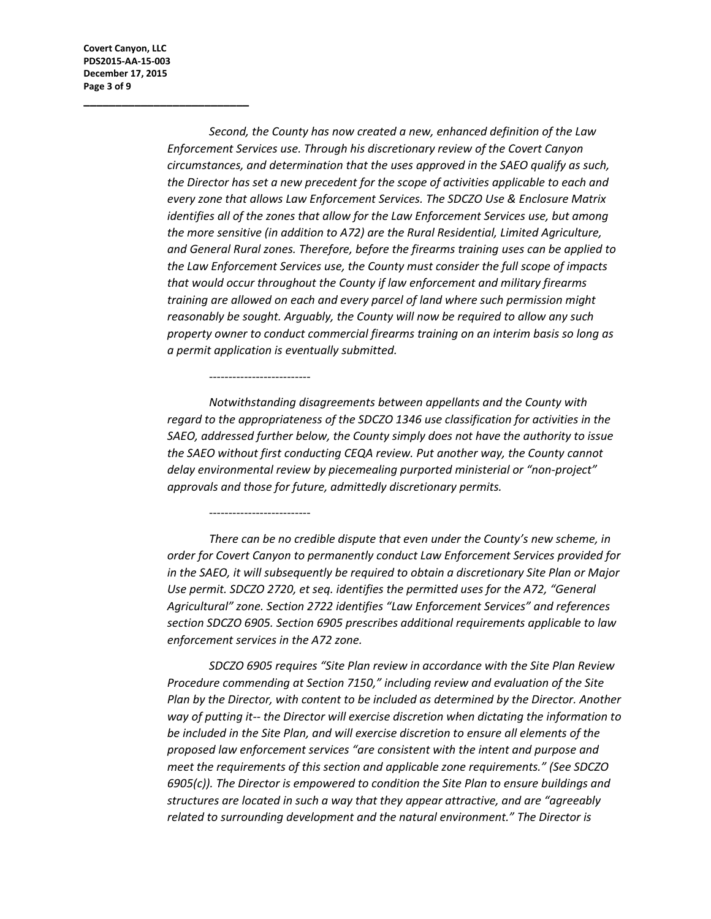*Second, the County has now created a new, enhanced definition of the Law Enforcement Services use. Through his discretionary review of the Covert Canyon circumstances, and determination that the uses approved in the SAEO qualify as such, the Director has set a new precedent for the scope of activities applicable to each and every zone that allows Law Enforcement Services. The SDCZO Use & Enclosure Matrix identifies all of the zones that allow for the Law Enforcement Services use, but among the more sensitive (in addition to A72) are the Rural Residential, Limited Agriculture, and General Rural zones. Therefore, before the firearms training uses can be applied to the Law Enforcement Services use, the County must consider the full scope of impacts that would occur throughout the County if law enforcement and military firearms training are allowed on each and every parcel of land where such permission might reasonably be sought. Arguably, the County will now be required to allow any such property owner to conduct commercial firearms training on an interim basis so long as a permit application is eventually submitted.*

\-------------------------

*Notwithstanding disagreements between appellants and the County with regard to the appropriateness of the SDCZO 1346 use classification for activities in the SAEO, addressed further below, the County simply does not have the authority to issue the SAEO without first conducting CEQA review. Put another way, the County cannot delay environmental review by piecemealing purported ministerial or "non-project" approvals and those for future, admittedly discretionary permits.*

\-------------------------

*There can be no credible dispute that even under the County's new scheme, in order for Covert Canyon to permanently conduct Law Enforcement Services provided for in the SAEO, it will subsequently be required to obtain a discretionary Site Plan or Major Use permit. SDCZO 2720, et seq. identifies the permitted uses for the A72, "General Agricultural" zone. Section 2722 identifies "Law Enforcement Services" and references section SDCZO 6905. Section 6905 prescribes additional requirements applicable to law enforcement services in the A72 zone.*

*SDCZO 6905 requires "Site Plan review in accordance with the Site Plan Review Procedure commending at Section 7150," including review and evaluation of the Site Plan by the Director, with content to be included as determined by the Director. Another way of putting it-- the Director will exercise discretion when dictating the information to be included in the Site Plan, and will exercise discretion to ensure all elements of the proposed law enforcement services "are consistent with the intent and purpose and meet the requirements of this section and applicable zone requirements." (See SDCZO 6905(c)). The Director is empowered to condition the Site Plan to ensure buildings and structures are located in such a way that they appear attractive, and are "agreeably related to surrounding development and the natural environment." The Director is*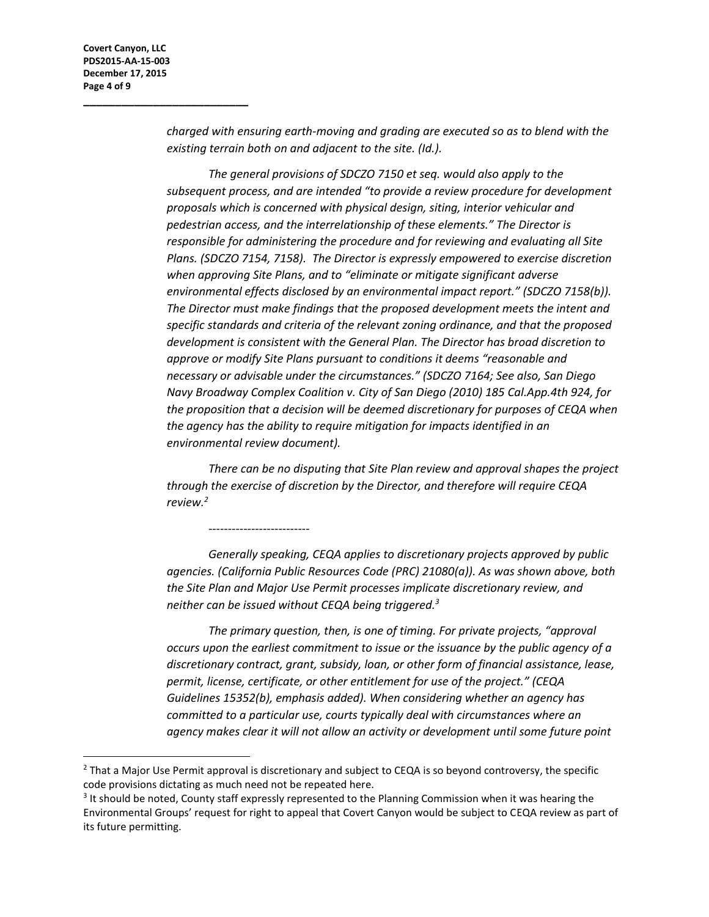*charged with ensuring earth-moving and grading are executed so as to blend with the existing terrain both on and adjacent to the site. (Id.).*

*The general provisions of SDCZO 7150 et seq. would also apply to the subsequent process, and are intended "to provide a review procedure for development proposals which is concerned with physical design, siting, interior vehicular and pedestrian access, and the interrelationship of these elements." The Director is responsible for administering the procedure and for reviewing and evaluating all Site Plans. (SDCZO 7154, 7158). The Director is expressly empowered to exercise discretion when approving Site Plans, and to "eliminate or mitigate significant adverse environmental effects disclosed by an environmental impact report." (SDCZO 7158(b)). The Director must make findings that the proposed development meets the intent and specific standards and criteria of the relevant zoning ordinance, and that the proposed development is consistent with the General Plan. The Director has broad discretion to approve or modify Site Plans pursuant to conditions it deems "reasonable and necessary or advisable under the circumstances." (SDCZO 7164; See also, San Diego Navy Broadway Complex Coalition v. City of San Diego (2010) 185 Cal.App.4th 924, for the proposition that a decision will be deemed discretionary for purposes of CEQA when the agency has the ability to require mitigation for impacts identified in an environmental review document).*

*There can be no disputing that Site Plan review and approval shapes the project through the exercise of discretion by the Director, and therefore will require CEQA review.*[2]

--------------------------

*Generally speaking, CEQA applies to discretionary projects approved by public agencies. (California Public Resources Code (PRC) 21080(a)). As was shown above, both the Site Plan and Major Use Permit processes implicate discretionary review, and neither can be issued without CEQA being triggered.*[3]

*The primary question, then, is one of timing. For private projects, "approval occurs upon the earliest commitment to issue or the issuance by the public agency of a discretionary contract, grant, subsidy, loan, or other form of financial assistance, lease, permit, license, certificate, or other entitlement for use of the project." (CEQA Guidelines 15352(b), emphasis added). When considering whether an agency has committed to a particular use, courts typically deal with circumstances where an agency makes clear it will not allow an activity or development until some future point*

---

[2] That a Major Use Permit approval is discretionary and subject to CEQA is so beyond controversy, the specific code provisions dictating as much need not be repeated here.

[3] It should be noted, County staff expressly represented to the Planning Commission when it was hearing the Environmental Groups' request for right to appeal that Covert Canyon would be subject to CEQA review as part of its future permitting.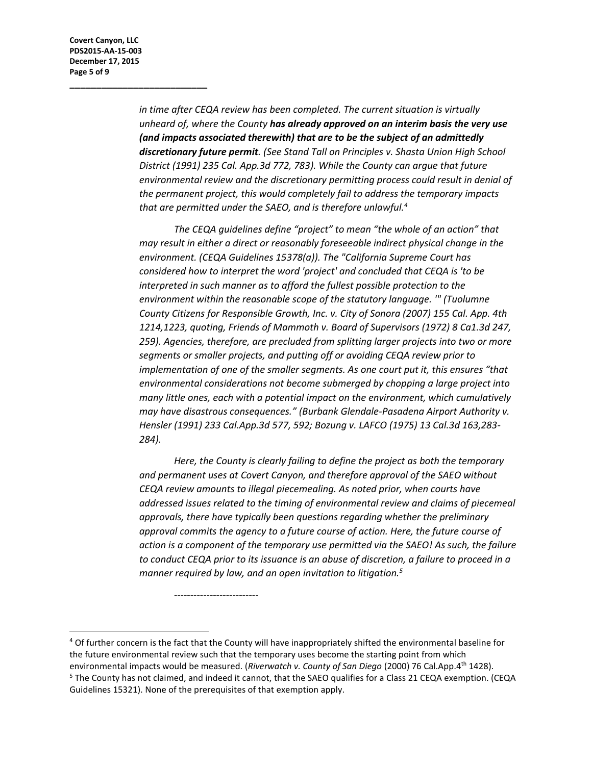*in time after CEQA review has been completed. The current situation is virtually unheard of, where the County* ***has already approved on an interim basis the very use (and impacts associated therewith) that are to be the subject of an admittedly discretionary future permit****. (See Stand Tall on Principles v. Shasta Union High School District (1991) 235 Cal. App.3d 772, 783). While the County can argue that future environmental review and the discretionary permitting process could result in denial of the permanent project, this would completely fail to address the temporary impacts that are permitted under the SAEO, and is therefore unlawful.*[4]

*The CEQA guidelines define "project" to mean "the whole of an action" that may result in either a direct or reasonably foreseeable indirect physical change in the environment. (CEQA Guidelines 15378(a)). The "California Supreme Court has considered how to interpret the word 'project' and concluded that CEQA is 'to be interpreted in such manner as to afford the fullest possible protection to the environment within the reasonable scope of the statutory language.'" (Tuolumne County Citizens for Responsible Growth, Inc. v. City of Sonora (2007) 155 Cal. App. 4th 1214,1223, quoting, Friends of Mammoth v. Board of Supervisors (1972) 8 Ca1.3d 247, 259). Agencies, therefore, are precluded from splitting larger projects into two or more segments or smaller projects, and putting off or avoiding CEQA review prior to implementation of one of the smaller segments. As one court put it, this ensures "that environmental considerations not become submerged by chopping a large project into many little ones, each with a potential impact on the environment, which cumulatively may have disastrous consequences." (Burbank Glendale-Pasadena Airport Authority v. Hensler (1991) 233 Cal.App.3d 577, 592; Bozung v. LAFCO (1975) 13 Cal.3d 163,283-284).*

*Here, the County is clearly failing to define the project as both the temporary and permanent uses at Covert Canyon, and therefore approval of the SAEO without CEQA review amounts to illegal piecemealing. As noted prior, when courts have addressed issues related to the timing of environmental review and claims of piecemeal approvals, there have typically been questions regarding whether the preliminary approval commits the agency to a future course of action. Here, the future course of action is a component of the temporary use permitted via the SAEO! As such, the failure to conduct CEQA prior to its issuance is an abuse of discretion, a failure to proceed in a manner required by law, and an open invitation to litigation.*[5]

--------------------------

[4] Of further concern is the fact that the County will have inappropriately shifted the environmental baseline for the future environmental review such that the temporary uses become the starting point from which environmental impacts would be measured. (*Riverwatch v. County of San Diego* (2000) 76 Cal.App.4th 1428).

[5] The County has not claimed, and indeed it cannot, that the SAEO qualifies for a Class 21 CEQA exemption. (CEQA Guidelines 15321). None of the prerequisites of that exemption apply.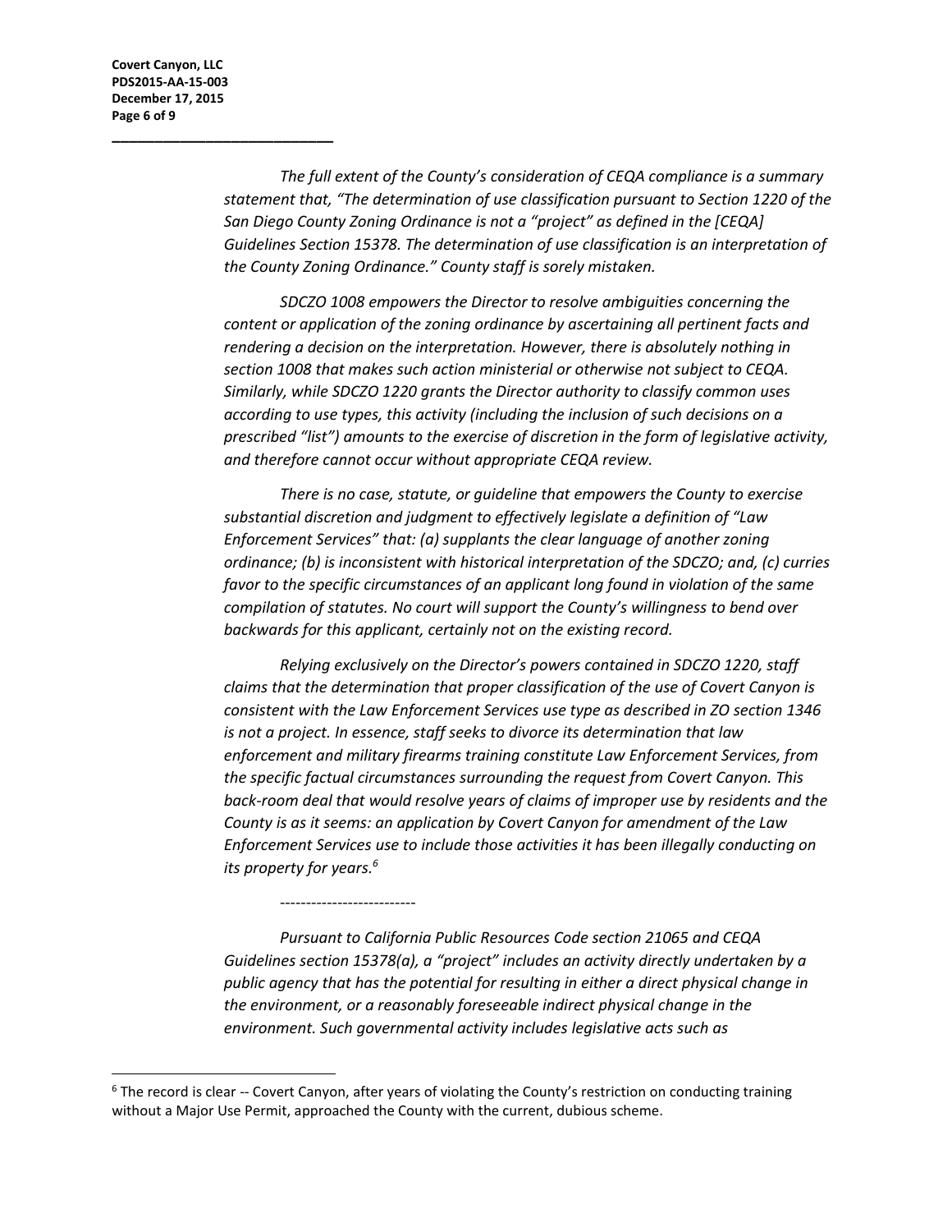*The full extent of the County's consideration of CEQA compliance is a summary statement that, "The determination of use classification pursuant to Section 1220 of the San Diego County Zoning Ordinance is not a "project" as defined in the [CEQA] Guidelines Section 15378. The determination of use classification is an interpretation of the County Zoning Ordinance." County staff is sorely mistaken.*

*SDCZO 1008 empowers the Director to resolve ambiguities concerning the content or application of the zoning ordinance by ascertaining all pertinent facts and rendering a decision on the interpretation. However, there is absolutely nothing in section 1008 that makes such action ministerial or otherwise not subject to CEQA. Similarly, while SDCZO 1220 grants the Director authority to classify common uses according to use types, this activity (including the inclusion of such decisions on a prescribed "list") amounts to the exercise of discretion in the form of legislative activity, and therefore cannot occur without appropriate CEQA review.*

*There is no case, statute, or guideline that empowers the County to exercise substantial discretion and judgment to effectively legislate a definition of "Law Enforcement Services" that: (a) supplants the clear language of another zoning ordinance; (b) is inconsistent with historical interpretation of the SDCZO; and, (c) curries favor to the specific circumstances of an applicant long found in violation of the same compilation of statutes. No court will support the County's willingness to bend over backwards for this applicant, certainly not on the existing record.*

*Relying exclusively on the Director's powers contained in SDCZO 1220, staff claims that the determination that proper classification of the use of Covert Canyon is consistent with the Law Enforcement Services use type as described in ZO section 1346 is not a project. In essence, staff seeks to divorce its determination that law enforcement and military firearms training constitute Law Enforcement Services, from the specific factual circumstances surrounding the request from Covert Canyon. This back-room deal that would resolve years of claims of improper use by residents and the County is as it seems: an application by Covert Canyon for amendment of the Law Enforcement Services use to include those activities it has been illegally conducting on its property for years.*[6]

--------------------------

*Pursuant to California Public Resources Code section 21065 and CEQA Guidelines section 15378(a), a "project" includes an activity directly undertaken by a public agency that has the potential for resulting in either a direct physical change in the environment, or a reasonably foreseeable indirect physical change in the environment. Such governmental activity includes legislative acts such as*

---

[6] The record is clear -- Covert Canyon, after years of violating the County's restriction on conducting training without a Major Use Permit, approached the County with the current, dubious scheme.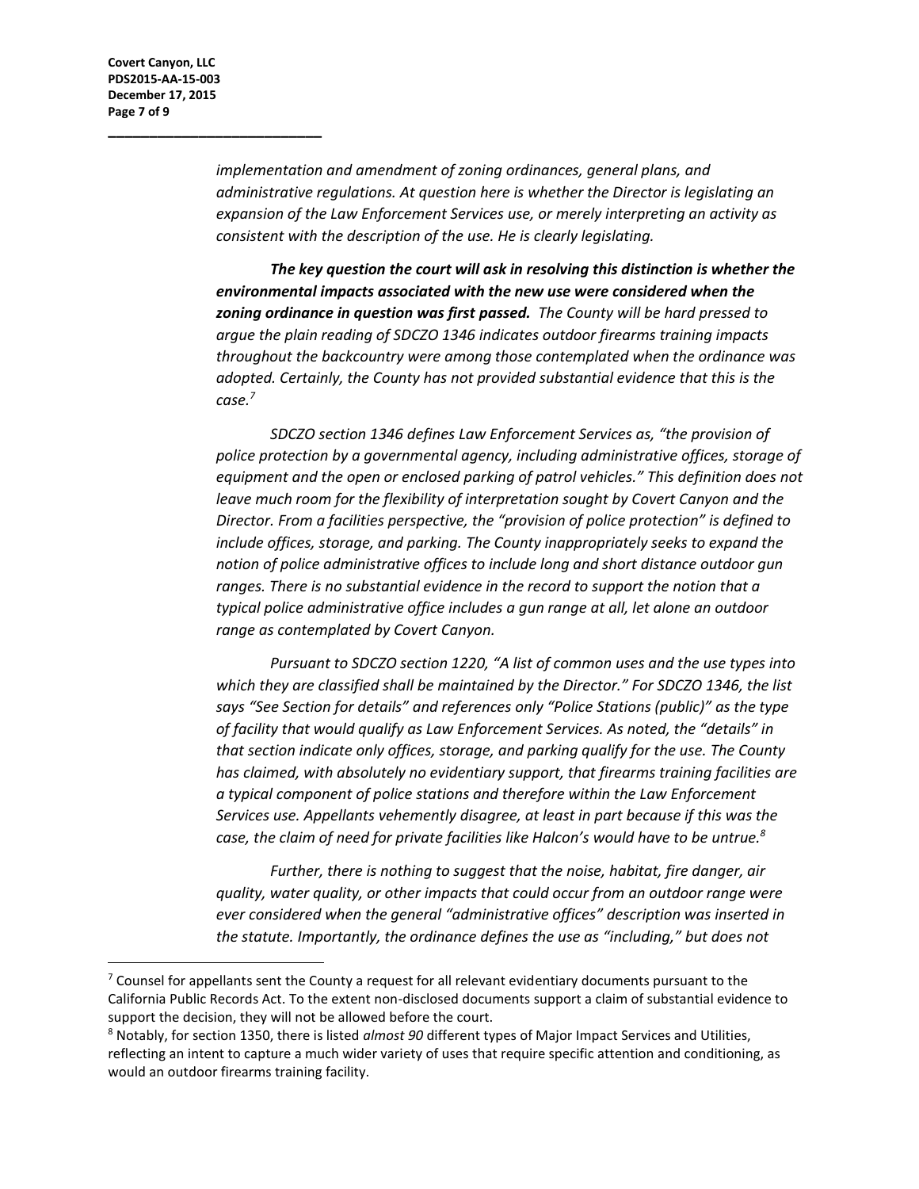*implementation and amendment of zoning ordinances, general plans, and administrative regulations. At question here is whether the Director is legislating an expansion of the Law Enforcement Services use, or merely interpreting an activity as consistent with the description of the use. He is clearly legislating.*

***The key question the court will ask in resolving this distinction is whether the environmental impacts associated with the new use were considered when the zoning ordinance in question was first passed.*** *The County will be hard pressed to argue the plain reading of SDCZO 1346 indicates outdoor firearms training impacts throughout the backcountry were among those contemplated when the ordinance was adopted. Certainly, the County has not provided substantial evidence that this is the case.*[7]

*SDCZO section 1346 defines Law Enforcement Services as, "the provision of police protection by a governmental agency, including administrative offices, storage of equipment and the open or enclosed parking of patrol vehicles." This definition does not leave much room for the flexibility of interpretation sought by Covert Canyon and the Director. From a facilities perspective, the "provision of police protection" is defined to include offices, storage, and parking. The County inappropriately seeks to expand the notion of police administrative offices to include long and short distance outdoor gun ranges. There is no substantial evidence in the record to support the notion that a typical police administrative office includes a gun range at all, let alone an outdoor range as contemplated by Covert Canyon.*

*Pursuant to SDCZO section 1220, "A list of common uses and the use types into which they are classified shall be maintained by the Director." For SDCZO 1346, the list says "See Section for details" and references only "Police Stations (public)" as the type of facility that would qualify as Law Enforcement Services. As noted, the "details" in that section indicate only offices, storage, and parking qualify for the use. The County has claimed, with absolutely no evidentiary support, that firearms training facilities are a typical component of police stations and therefore within the Law Enforcement Services use. Appellants vehemently disagree, at least in part because if this was the case, the claim of need for private facilities like Halcon's would have to be untrue.*[8]

*Further, there is nothing to suggest that the noise, habitat, fire danger, air quality, water quality, or other impacts that could occur from an outdoor range were ever considered when the general "administrative offices" description was inserted in the statute. Importantly, the ordinance defines the use as "including," but does not*

---

[7] Counsel for appellants sent the County a request for all relevant evidentiary documents pursuant to the California Public Records Act. To the extent non-disclosed documents support a claim of substantial evidence to support the decision, they will not be allowed before the court.

[8] Notably, for section 1350, there is listed *almost 90* different types of Major Impact Services and Utilities, reflecting an intent to capture a much wider variety of uses that require specific attention and conditioning, as would an outdoor firearms training facility.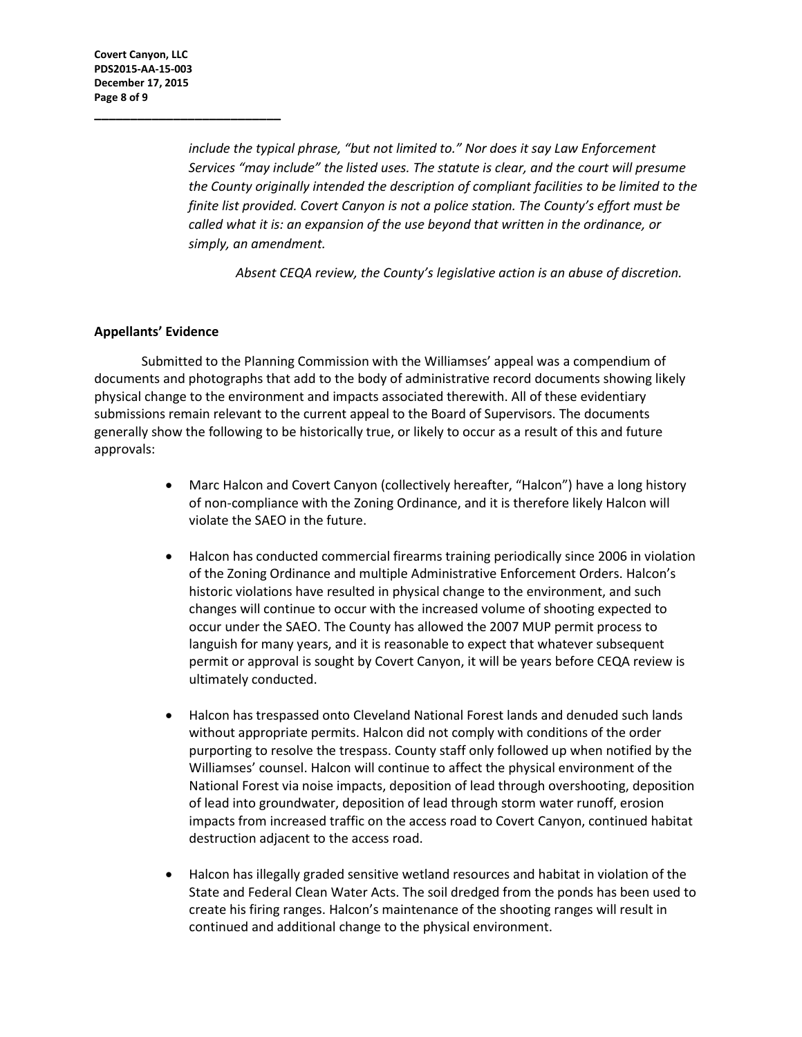*include the typical phrase, "but not limited to." Nor does it say Law Enforcement Services "may include" the listed uses. The statute is clear, and the court will presume the County originally intended the description of compliant facilities to be limited to the finite list provided. Covert Canyon is not a police station. The County's effort must be called what it is: an expansion of the use beyond that written in the ordinance, or simply, an amendment.*

*Absent CEQA review, the County's legislative action is an abuse of discretion.*

**Appellants' Evidence**

Submitted to the Planning Commission with the Williamses' appeal was a compendium of documents and photographs that add to the body of administrative record documents showing likely physical change to the environment and impacts associated therewith. All of these evidentiary submissions remain relevant to the current appeal to the Board of Supervisors. The documents generally show the following to be historically true, or likely to occur as a result of this and future approvals:

- Marc Halcon and Covert Canyon (collectively hereafter, "Halcon") have a long history of non-compliance with the Zoning Ordinance, and it is therefore likely Halcon will violate the SAEO in the future.

- Halcon has conducted commercial firearms training periodically since 2006 in violation of the Zoning Ordinance and multiple Administrative Enforcement Orders. Halcon's historic violations have resulted in physical change to the environment, and such changes will continue to occur with the increased volume of shooting expected to occur under the SAEO. The County has allowed the 2007 MUP permit process to languish for many years, and it is reasonable to expect that whatever subsequent permit or approval is sought by Covert Canyon, it will be years before CEQA review is ultimately conducted.

- Halcon has trespassed onto Cleveland National Forest lands and denuded such lands without appropriate permits. Halcon did not comply with conditions of the order purporting to resolve the trespass. County staff only followed up when notified by the Williamses' counsel. Halcon will continue to affect the physical environment of the National Forest via noise impacts, deposition of lead through overshooting, deposition of lead into groundwater, deposition of lead through storm water runoff, erosion impacts from increased traffic on the access road to Covert Canyon, continued habitat destruction adjacent to the access road.

- Halcon has illegally graded sensitive wetland resources and habitat in violation of the State and Federal Clean Water Acts. The soil dredged from the ponds has been used to create his firing ranges. Halcon's maintenance of the shooting ranges will result in continued and additional change to the physical environment.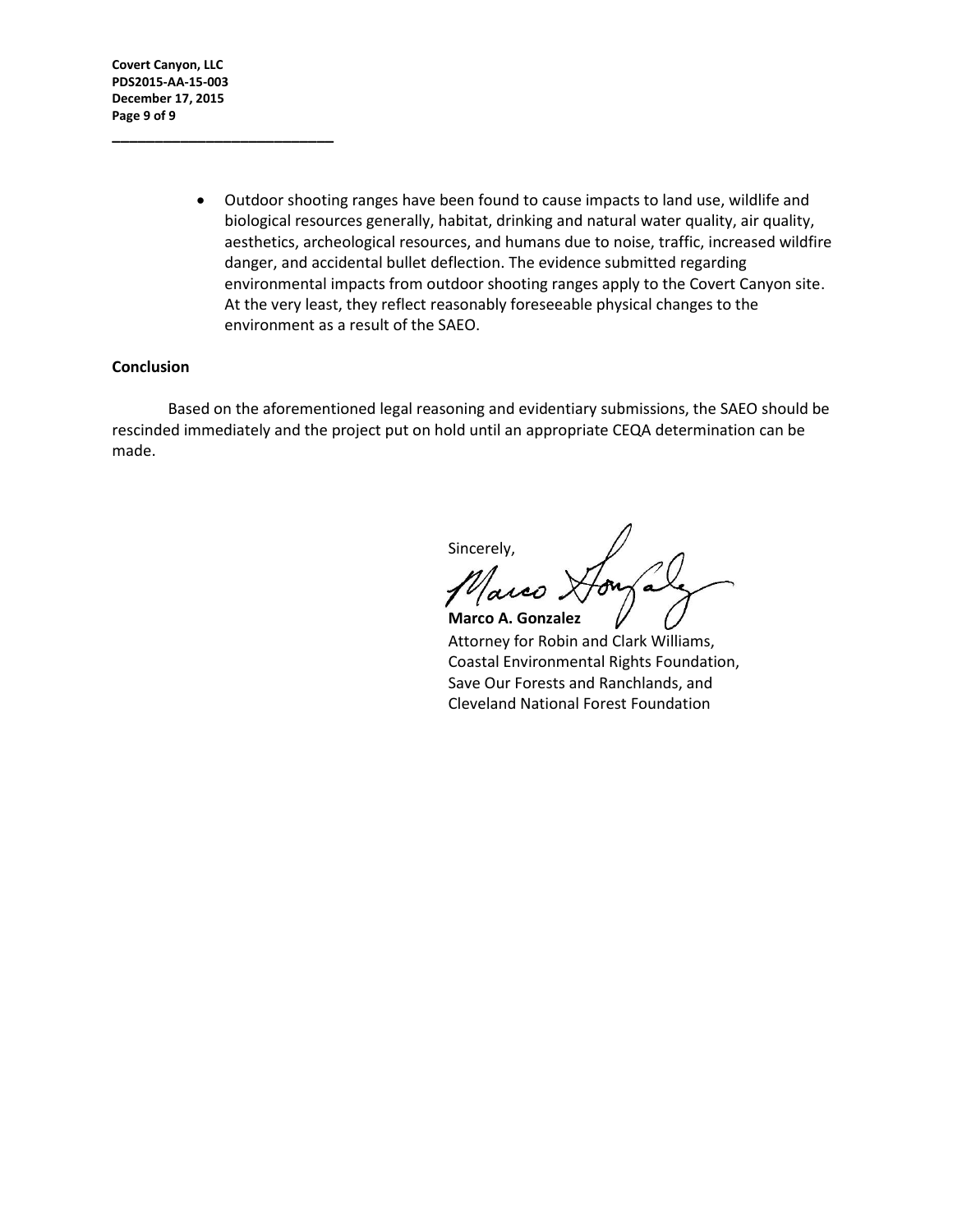- Outdoor shooting ranges have been found to cause impacts to land use, wildlife and biological resources generally, habitat, drinking and natural water quality, air quality, aesthetics, archeological resources, and humans due to noise, traffic, increased wildfire danger, and accidental bullet deflection. The evidence submitted regarding environmental impacts from outdoor shooting ranges apply to the Covert Canyon site. At the very least, they reflect reasonably foreseeable physical changes to the environment as a result of the SAEO.

**Conclusion**

Based on the aforementioned legal reasoning and evidentiary submissions, the SAEO should be rescinded immediately and the project put on hold until an appropriate CEQA determination can be made.

Sincerely,

**Marco A. Gonzalez**
Attorney for Robin and Clark Williams,
Coastal Environmental Rights Foundation,
Save Our Forests and Ranchlands, and
Cleveland National Forest Foundation